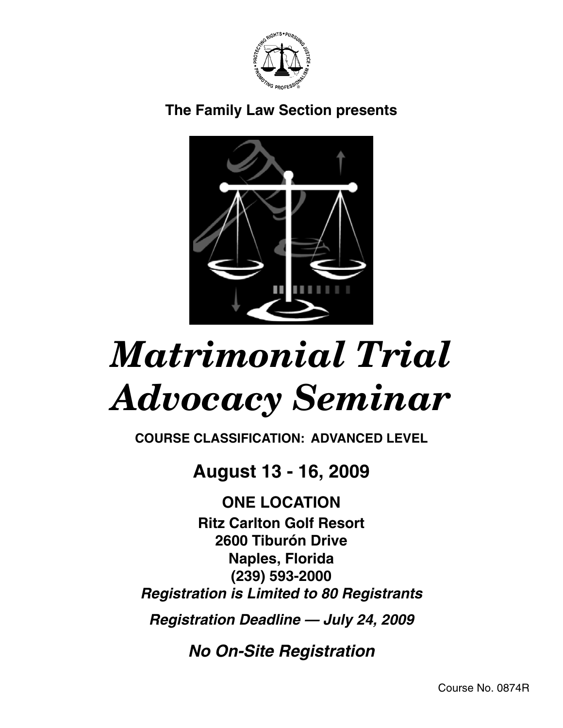**The Family Law Section presents**

# *Matrimonial Trial Advocacy Seminar*

**COURSE CLASSIFICATION: ADVANCED LEVEL**

## August 13 - 16, 2009

**ONE LOCATION**

**Ritz Carlton Golf Resort**
**2600 Tiburón Drive**
**Naples, Florida**
**(239) 593-2000**

***Registration is Limited to 80 Registrants***

***Registration Deadline — July 24, 2009***

***No On-Site Registration***

Course No. 0874R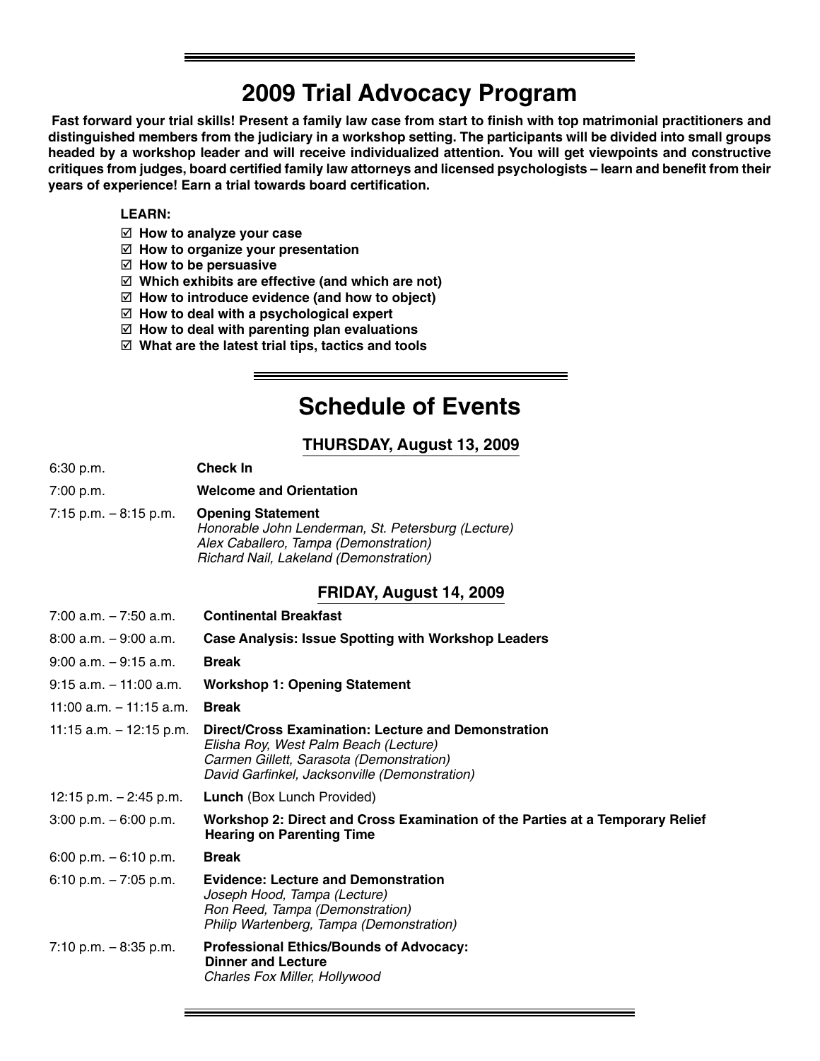# 2009 Trial Advocacy Program

**Fast forward your trial skills! Present a family law case from start to finish with top matrimonial practitioners and distinguished members from the judiciary in a workshop setting. The participants will be divided into small groups headed by a workshop leader and will receive individualized attention. You will get viewpoints and constructive critiques from judges, board certified family law attorneys and licensed psychologists – learn and benefit from their years of experience! Earn a trial towards board certification.**

**LEARN:**

- ☑ **How to analyze your case**
- ☑ **How to organize your presentation**
- ☑ **How to be persuasive**
- ☑ **Which exhibits are effective (and which are not)**
- ☑ **How to introduce evidence (and how to object)**
- ☑ **How to deal with a psychological expert**
- ☑ **How to deal with parenting plan evaluations**
- ☑ **What are the latest trial tips, tactics and tools**

# Schedule of Events

## THURSDAY, August 13, 2009

| | |
|---|---|
| 6:30 p.m. | **Check In** |
| 7:00 p.m. | **Welcome and Orientation** |
| 7:15 p.m. – 8:15 p.m. | **Opening Statement**<br>*Honorable John Lenderman, St. Petersburg (Lecture)*<br>*Alex Caballero, Tampa (Demonstration)*<br>*Richard Nail, Lakeland (Demonstration)* |

## FRIDAY, August 14, 2009

| | |
|---|---|
| 7:00 a.m. – 7:50 a.m. | **Continental Breakfast** |
| 8:00 a.m. – 9:00 a.m. | **Case Analysis: Issue Spotting with Workshop Leaders** |
| 9:00 a.m. – 9:15 a.m. | **Break** |
| 9:15 a.m. – 11:00 a.m. | **Workshop 1: Opening Statement** |
| 11:00 a.m. – 11:15 a.m. | **Break** |
| 11:15 a.m. – 12:15 p.m. | **Direct/Cross Examination: Lecture and Demonstration**<br>*Elisha Roy, West Palm Beach (Lecture)*<br>*Carmen Gillett, Sarasota (Demonstration)*<br>*David Garfinkel, Jacksonville (Demonstration)* |
| 12:15 p.m. – 2:45 p.m. | **Lunch** (Box Lunch Provided) |
| 3:00 p.m. – 6:00 p.m. | **Workshop 2: Direct and Cross Examination of the Parties at a Temporary Relief Hearing on Parenting Time** |
| 6:00 p.m. – 6:10 p.m. | **Break** |
| 6:10 p.m. – 7:05 p.m. | **Evidence: Lecture and Demonstration**<br>*Joseph Hood, Tampa (Lecture)*<br>*Ron Reed, Tampa (Demonstration)*<br>*Philip Wartenberg, Tampa (Demonstration)* |
| 7:10 p.m. – 8:35 p.m. | **Professional Ethics/Bounds of Advocacy: Dinner and Lecture**<br>*Charles Fox Miller, Hollywood* |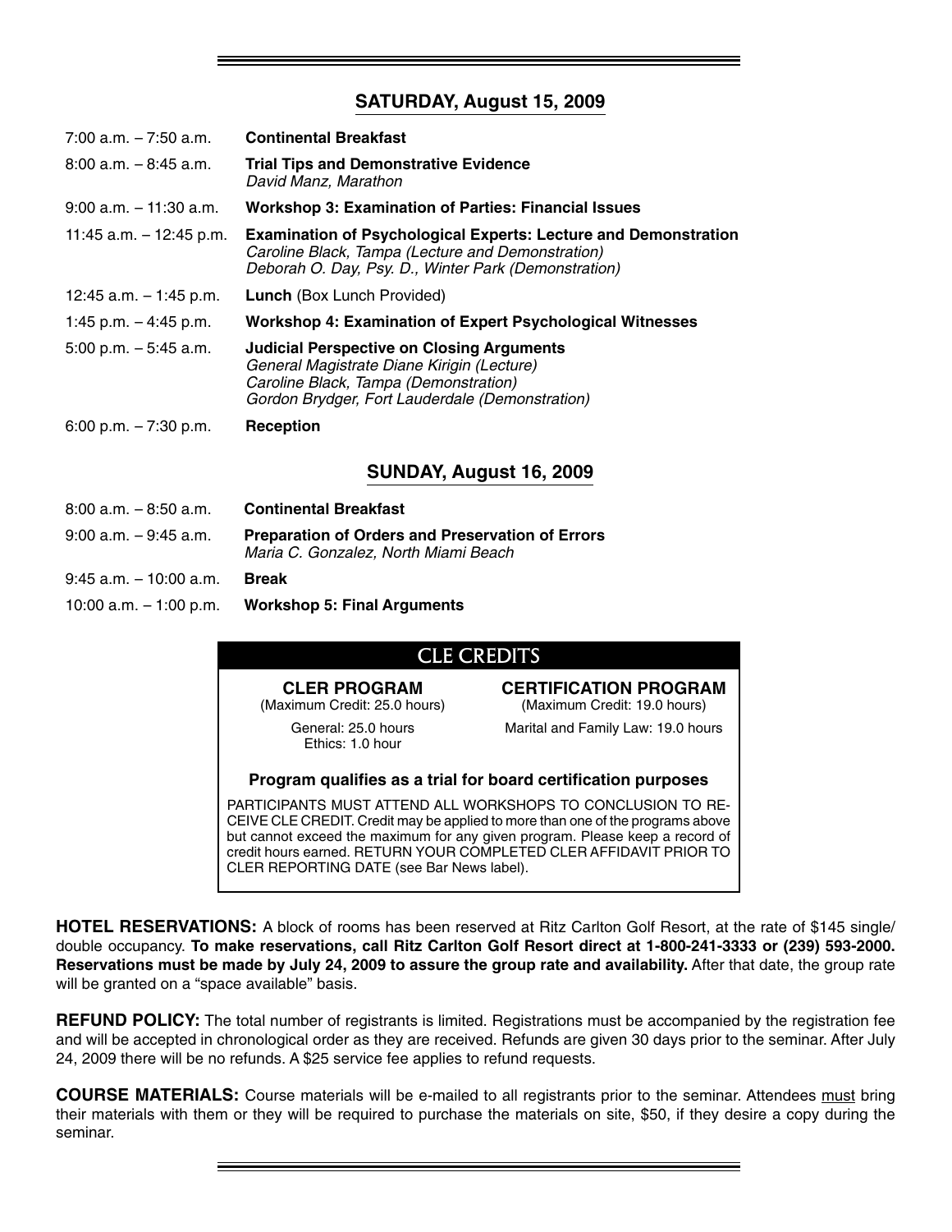## SATURDAY, August 15, 2009

| | |
|---|---|
| 7:00 a.m. – 7:50 a.m. | **Continental Breakfast** |
| 8:00 a.m. – 8:45 a.m. | **Trial Tips and Demonstrative Evidence**<br>*David Manz, Marathon* |
| 9:00 a.m. – 11:30 a.m. | **Workshop 3: Examination of Parties: Financial Issues** |
| 11:45 a.m. – 12:45 p.m. | **Examination of Psychological Experts: Lecture and Demonstration**<br>*Caroline Black, Tampa (Lecture and Demonstration)*<br>*Deborah O. Day, Psy. D., Winter Park (Demonstration)* |
| 12:45 a.m. – 1:45 p.m. | **Lunch** (Box Lunch Provided) |
| 1:45 p.m. – 4:45 p.m. | **Workshop 4: Examination of Expert Psychological Witnesses** |
| 5:00 p.m. – 5:45 a.m. | **Judicial Perspective on Closing Arguments**<br>*General Magistrate Diane Kirigin (Lecture)*<br>*Caroline Black, Tampa (Demonstration)*<br>*Gordon Brydger, Fort Lauderdale (Demonstration)* |
| 6:00 p.m. – 7:30 p.m. | **Reception** |

## SUNDAY, August 16, 2009

| | |
|---|---|
| 8:00 a.m. – 8:50 a.m. | **Continental Breakfast** |
| 9:00 a.m. – 9:45 a.m. | **Preparation of Orders and Preservation of Errors**<br>*Maria C. Gonzalez, North Miami Beach* |
| 9:45 a.m. – 10:00 a.m. | **Break** |
| 10:00 a.m. – 1:00 p.m. | **Workshop 5: Final Arguments** |

## CLE CREDITS

**CLER PROGRAM**
(Maximum Credit: 25.0 hours)

General: 25.0 hours
Ethics: 1.0 hour

**CERTIFICATION PROGRAM**
(Maximum Credit: 19.0 hours)

Marital and Family Law: 19.0 hours

**Program qualifies as a trial for board certification purposes**

PARTICIPANTS MUST ATTEND ALL WORKSHOPS TO CONCLUSION TO RECEIVE CLE CREDIT. Credit may be applied to more than one of the programs above but cannot exceed the maximum for any given program. Please keep a record of credit hours earned. RETURN YOUR COMPLETED CLER AFFIDAVIT PRIOR TO CLER REPORTING DATE (see Bar News label).

**HOTEL RESERVATIONS:** A block of rooms has been reserved at Ritz Carlton Golf Resort, at the rate of $145 single/double occupancy. **To make reservations, call Ritz Carlton Golf Resort direct at 1-800-241-3333 or (239) 593-2000. Reservations must be made by July 24, 2009 to assure the group rate and availability.** After that date, the group rate will be granted on a "space available" basis.

**REFUND POLICY:** The total number of registrants is limited. Registrations must be accompanied by the registration fee and will be accepted in chronological order as they are received. Refunds are given 30 days prior to the seminar. After July 24, 2009 there will be no refunds. A $25 service fee applies to refund requests.

**COURSE MATERIALS:** Course materials will be e-mailed to all registrants prior to the seminar. Attendees must bring their materials with them or they will be required to purchase the materials on site, $50, if they desire a copy during the seminar.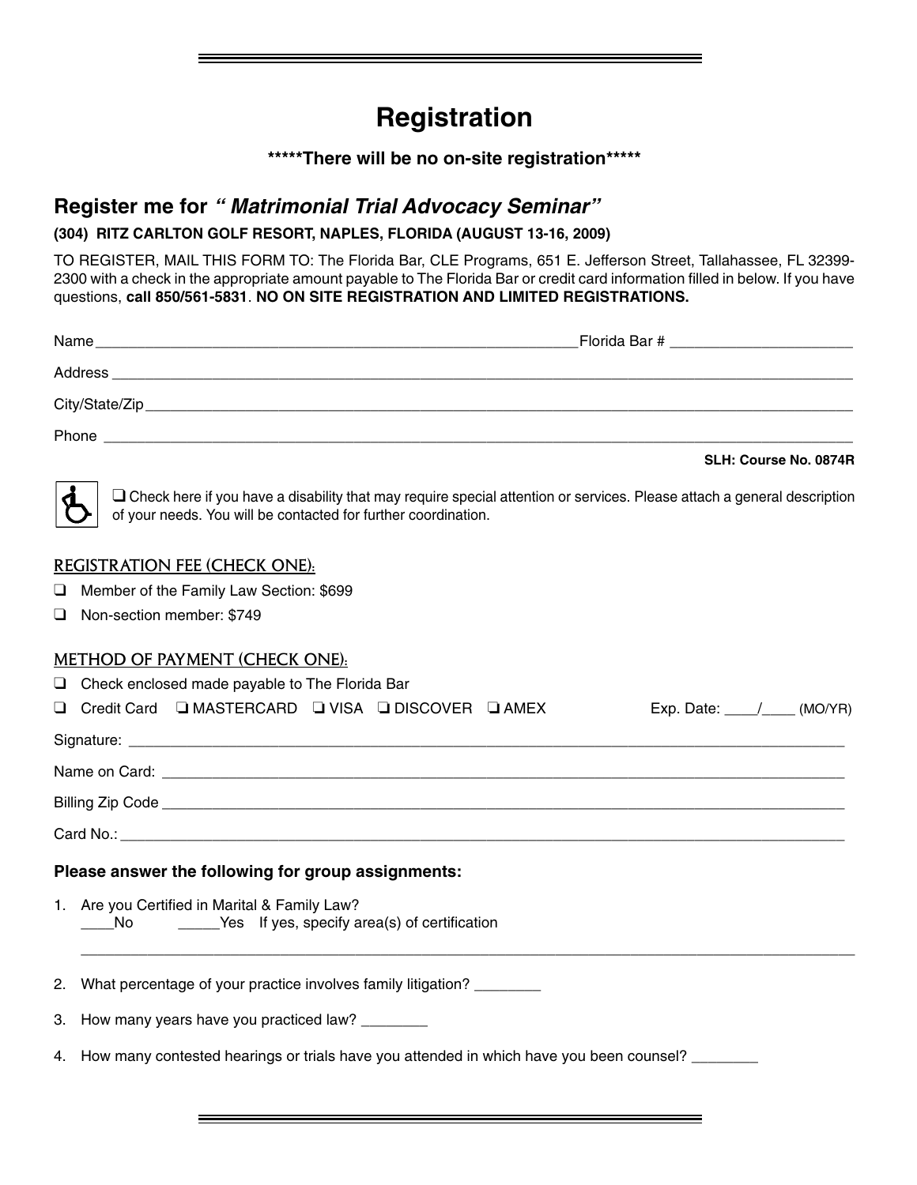# Registration

**\*\*\*\*\*There will be no on-site registration\*\*\*\*\***

## Register me for *" Matrimonial Trial Advocacy Seminar"*

**(304) RITZ CARLTON GOLF RESORT, NAPLES, FLORIDA (AUGUST 13-16, 2009)**

TO REGISTER, MAIL THIS FORM TO: The Florida Bar, CLE Programs, 651 E. Jefferson Street, Tallahassee, FL 32399-2300 with a check in the appropriate amount payable to The Florida Bar or credit card information filled in below. If you have questions, **call 850/561-5831**. **NO ON SITE REGISTRATION AND LIMITED REGISTRATIONS.**

Name ____________________________________________________ Florida Bar # ____________________

Address ______________________________________________________________________________

City/State/Zip __________________________________________________________________________

Phone ________________________________________________________________________________

**SLH: Course No. 0874R**

❑ Check here if you have a disability that may require special attention or services. Please attach a general description of your needs. You will be contacted for further coordination.

### REGISTRATION FEE (CHECK ONE):

❑ Member of the Family Law Section: $699

❑ Non-section member: $749

### METHOD OF PAYMENT (CHECK ONE):

❑ Check enclosed made payable to The Florida Bar

❑ Credit Card ❑ MASTERCARD ❑ VISA ❑ DISCOVER ❑ AMEX Exp. Date: ____/____ (MO/YR)

Signature: _____________________________________________________________________________

Name on Card: _________________________________________________________________________

Billing Zip Code ________________________________________________________________________

Card No.: ______________________________________________________________________________

**Please answer the following for group assignments:**

1. Are you Certified in Marital & Family Law?
   ____No _____Yes If yes, specify area(s) of certification
   ________________________________________________________________________________
2. What percentage of your practice involves family litigation? ________
3. How many years have you practiced law? ________
4. How many contested hearings or trials have you attended in which have you been counsel? ________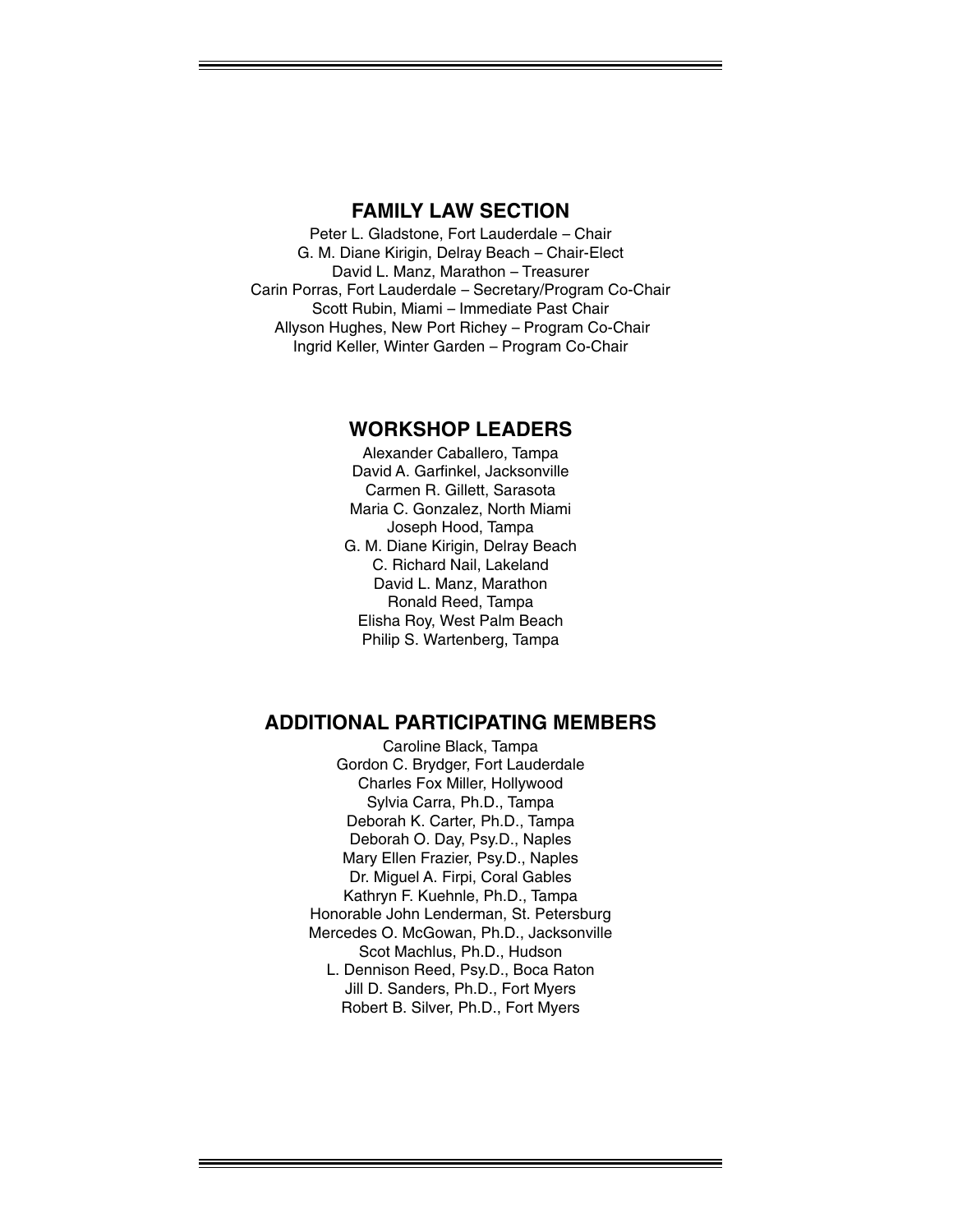## FAMILY LAW SECTION

Peter L. Gladstone, Fort Lauderdale – Chair
G. M. Diane Kirigin, Delray Beach – Chair-Elect
David L. Manz, Marathon – Treasurer
Carin Porras, Fort Lauderdale – Secretary/Program Co-Chair
Scott Rubin, Miami – Immediate Past Chair
Allyson Hughes, New Port Richey – Program Co-Chair
Ingrid Keller, Winter Garden – Program Co-Chair

## WORKSHOP LEADERS

Alexander Caballero, Tampa
David A. Garfinkel, Jacksonville
Carmen R. Gillett, Sarasota
Maria C. Gonzalez, North Miami
Joseph Hood, Tampa
G. M. Diane Kirigin, Delray Beach
C. Richard Nail, Lakeland
David L. Manz, Marathon
Ronald Reed, Tampa
Elisha Roy, West Palm Beach
Philip S. Wartenberg, Tampa

## ADDITIONAL PARTICIPATING MEMBERS

Caroline Black, Tampa
Gordon C. Brydger, Fort Lauderdale
Charles Fox Miller, Hollywood
Sylvia Carra, Ph.D., Tampa
Deborah K. Carter, Ph.D., Tampa
Deborah O. Day, Psy.D., Naples
Mary Ellen Frazier, Psy.D., Naples
Dr. Miguel A. Firpi, Coral Gables
Kathryn F. Kuehnle, Ph.D., Tampa
Honorable John Lenderman, St. Petersburg
Mercedes O. McGowan, Ph.D., Jacksonville
Scot Machlus, Ph.D., Hudson
L. Dennison Reed, Psy.D., Boca Raton
Jill D. Sanders, Ph.D., Fort Myers
Robert B. Silver, Ph.D., Fort Myers